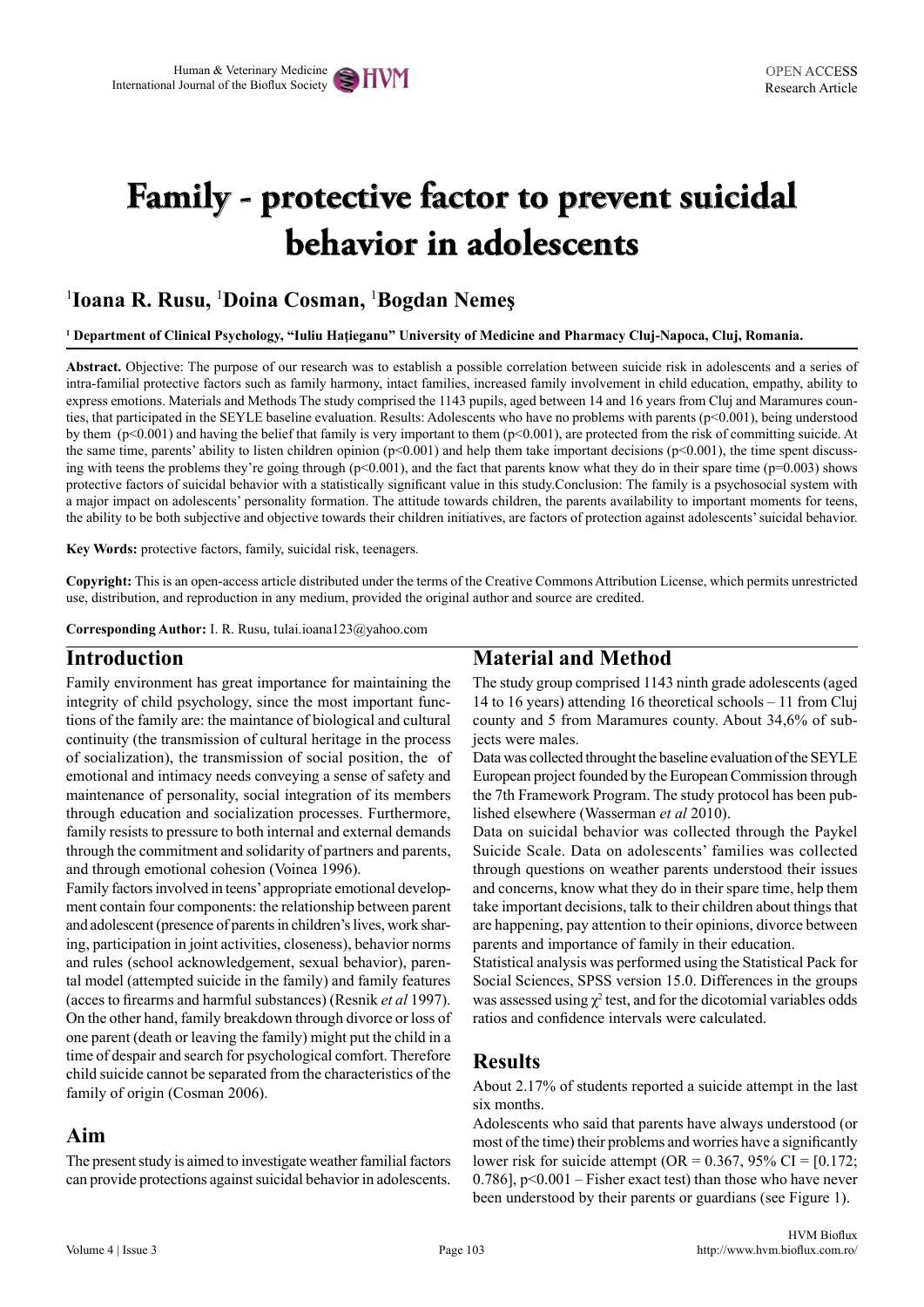# Family - protective factor to prevent suicidal behavior in adolescents

[1]Ioana R. Rusu, [1]Doina Cosman, [1]Bogdan Nemeş

[1] Department of Clinical Psychology, "Iuliu Haţieganu" University of Medicine and Pharmacy Cluj-Napoca, Cluj, Romania.

**Abstract.** Objective: The purpose of our research was to establish a possible correlation between suicide risk in adolescents and a series of intra-familial protective factors such as family harmony, intact families, increased family involvement in child education, empathy, ability to express emotions. Materials and Methods The study comprised the 1143 pupils, aged between 14 and 16 years from Cluj and Maramures counties, that participated in the SEYLE baseline evaluation. Results: Adolescents who have no problems with parents ($p<0.001$), being understood by them ($p<0.001$) and having the belief that family is very important to them ($p<0.001$), are protected from the risk of committing suicide. At the same time, parents' ability to listen children opinion ($p<0.001$) and help them take important decisions ($p<0.001$), the time spent discussing with teens the problems they're going through ($p<0.001$), and the fact that parents know what they do in their spare time ($p=0.003$) shows protective factors of suicidal behavior with a statistically significant value in this study.Conclusion: The family is a psychosocial system with a major impact on adolescents' personality formation. The attitude towards children, the parents availability to important moments for teens, the ability to be both subjective and objective towards their children initiatives, are factors of protection against adolescents' suicidal behavior.

**Key Words:** protective factors, family, suicidal risk, teenagers.

**Copyright:** This is an open-access article distributed under the terms of the Creative Commons Attribution License, which permits unrestricted use, distribution, and reproduction in any medium, provided the original author and source are credited.

**Corresponding Author:** I. R. Rusu, tulai.ioana123@yahoo.com

## Introduction

Family environment has great importance for maintaining the integrity of child psychology, since the most important functions of the family are: the maintance of biological and cultural continuity (the transmission of cultural heritage in the process of socialization), the transmission of social position, the of emotional and intimacy needs conveying a sense of safety and maintenance of personality, social integration of its members through education and socialization processes. Furthermore, family resists to pressure to both internal and external demands through the commitment and solidarity of partners and parents, and through emotional cohesion (Voinea 1996).

Family factors involved in teens' appropriate emotional development contain four components: the relationship between parent and adolescent (presence of parents in children's lives, work sharing, participation in joint activities, closeness), behavior norms and rules (school acknowledgement, sexual behavior), parental model (attempted suicide in the family) and family features (acces to firearms and harmful substances) (Resnik *et al* 1997). On the other hand, family breakdown through divorce or loss of one parent (death or leaving the family) might put the child in a time of despair and search for psychological comfort. Therefore child suicide cannot be separated from the characteristics of the family of origin (Cosman 2006).

## Aim

The present study is aimed to investigate weather familial factors can provide protections against suicidal behavior in adolescents.

## Material and Method

The study group comprised 1143 ninth grade adolescents (aged 14 to 16 years) attending 16 theoretical schools – 11 from Cluj county and 5 from Maramures county. About 34,6% of subjects were males.

Data was collected throught the baseline evaluation of the SEYLE European project founded by the European Commission through the 7th Framework Program. The study protocol has been published elsewhere (Wasserman *et al* 2010).

Data on suicidal behavior was collected through the Paykel Suicide Scale. Data on adolescents' families was collected through questions on weather parents understood their issues and concerns, know what they do in their spare time, help them take important decisions, talk to their children about things that are happening, pay attention to their opinions, divorce between parents and importance of family in their education.

Statistical analysis was performed using the Statistical Pack for Social Sciences, SPSS version 15.0. Differences in the groups was assessed using $\chi^2$ test, and for the dicotomial variables odds ratios and confidence intervals were calculated.

## Results

About 2.17% of students reported a suicide attempt in the last six months.

Adolescents who said that parents have always understood (or most of the time) their problems and worries have a significantly lower risk for suicide attempt (OR = 0.367, 95% CI = [0.172; 0.786], $p<0.001$ – Fisher exact test) than those who have never been understood by their parents or guardians (see Figure 1).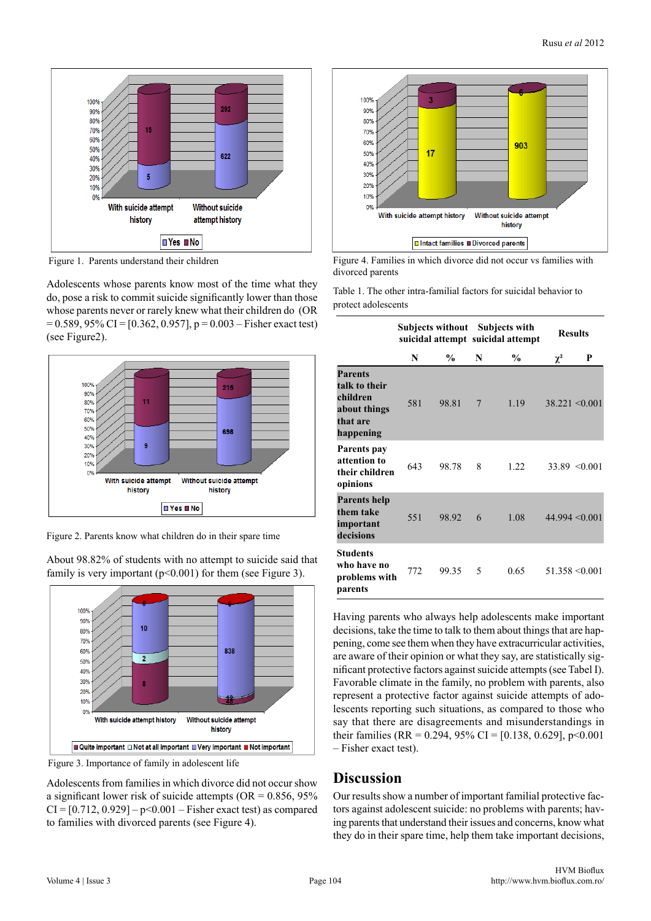100%
90%
80%
70%
60%
50%
40%
30%
20%
10%
0%

15
5
292
622

With suicide attempt history
Without suicide attempt history

Yes No

Figure 1. Parents understand their children

Adolescents whose parents know most of the time what they do, pose a risk to commit suicide significantly lower than those whose parents never or rarely knew what their children do (OR = 0.589, 95% CI = [0.362, 0.957], p = 0.003 – Fisher exact test) (see Figure2).

100%
90%
80%
70%
60%
50%
40%
30%
20%
10%
0%

11
9
215
698

With suicide attempt history
Without suicide attempt history

Yes No

Figure 2. Parents know what children do in their spare time

About 98.82% of students with no attempt to suicide said that family is very important (p<0.001) for them (see Figure 3).

100%
90%
80%
70%
60%
50%
40%
30%
20%
10%
0%

0
10
2
8
6
838
12
48

With suicide attempt history
Without suicide attempt history

Quite important Not at all important Very important Not important

Figure 3. Importance of family in adolescent life

Adolescents from families in which divorce did not occur show a significant lower risk of suicide attempts (OR = 0.856, 95% CI = [0.712, 0.929] – p<0.001 – Fisher exact test) as compared to families with divorced parents (see Figure 4).

100%
90%
80%
70%
60%
50%
40%
30%
20%
10%
0%

3
17
6
903

With suicide attempt history
Without suicide attempt history

Intact families Divorced parents

Figure 4. Families in which divorce did not occur vs families with divorced parents

Table 1. The other intra-familial factors for suicidal behavior to protect adolescents

| | Subjects without suicidal attempt | | Subjects with suicidal attempt | | Results | |
|---|---|---|---|---|---|---|
| | N | % | N | % | $\chi^2$ | P |
| **Parents talk to their children about things that are happening** | 581 | 98.81 | 7 | 1.19 | 38.221 | <0.001 |
| **Parents pay attention to their children opinions** | 643 | 98.78 | 8 | 1.22 | 33.89 | <0.001 |
| **Parents help them take important decisions** | 551 | 98.92 | 6 | 1.08 | 44.994 | <0.001 |
| **Students who have no problems with parents** | 772 | 99.35 | 5 | 0.65 | 51.358 | <0.001 |

Having parents who always help adolescents make important decisions, take the time to talk to them about things that are happening, come see them when they have extracurricular activities, are aware of their opinion or what they say, are statistically significant protective factors against suicide attempts (see Tabel I). Favorable climate in the family, no problem with parents, also represent a protective factor against suicide attempts of adolescents reporting such situations, as compared to those who say that there are disagreements and misunderstandings in their families (RR = 0.294, 95% CI = [0.138, 0.629], p<0.001 – Fisher exact test).

## Discussion

Our results show a number of important familial protective factors against adolescent suicide: no problems with parents; having parents that understand their issues and concerns, know what they do in their spare time, help them take important decisions,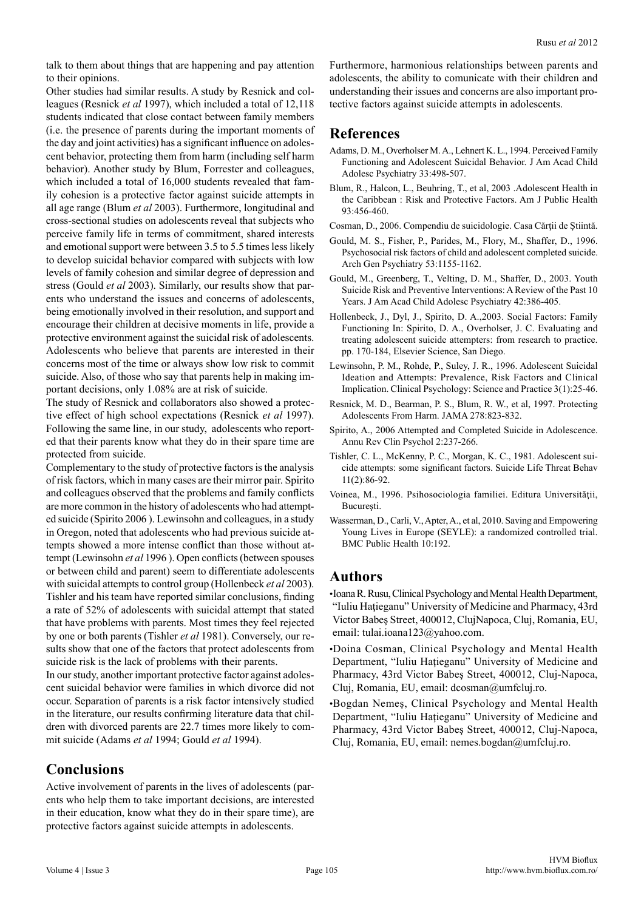talk to them about things that are happening and pay attention to their opinions.

Other studies had similar results. A study by Resnick and colleagues (Resnick *et al* 1997), which included a total of 12,118 students indicated that close contact between family members (i.e. the presence of parents during the important moments of the day and joint activities) has a significant influence on adolescent behavior, protecting them from harm (including self harm behavior). Another study by Blum, Forrester and colleagues, which included a total of 16,000 students revealed that family cohesion is a protective factor against suicide attempts in all age range (Blum *et al* 2003). Furthermore, longitudinal and cross-sectional studies on adolescents reveal that subjects who perceive family life in terms of commitment, shared interests and emotional support were between 3.5 to 5.5 times less likely to develop suicidal behavior compared with subjects with low levels of family cohesion and similar degree of depression and stress (Gould *et al* 2003). Similarly, our results show that parents who understand the issues and concerns of adolescents, being emotionally involved in their resolution, and support and encourage their children at decisive moments in life, provide a protective environment against the suicidal risk of adolescents. Adolescents who believe that parents are interested in their concerns most of the time or always show low risk to commit suicide. Also, of those who say that parents help in making important decisions, only 1.08% are at risk of suicide.

The study of Resnick and collaborators also showed a protective effect of high school expectations (Resnick *et al* 1997). Following the same line, in our study, adolescents who reported that their parents know what they do in their spare time are protected from suicide.

Complementary to the study of protective factors is the analysis of risk factors, which in many cases are their mirror pair. Spirito and colleagues observed that the problems and family conflicts are more common in the history of adolescents who had attempted suicide (Spirito 2006 ). Lewinsohn and colleagues, in a study in Oregon, noted that adolescents who had previous suicide attempts showed a more intense conflict than those without attempt (Lewinsohn *et al* 1996 ). Open conflicts (between spouses or between child and parent) seem to differentiate adolescents with suicidal attempts to control group (Hollenbeck *et al* 2003). Tishler and his team have reported similar conclusions, finding a rate of 52% of adolescents with suicidal attempt that stated that have problems with parents. Most times they feel rejected by one or both parents (Tishler *et al* 1981). Conversely, our results show that one of the factors that protect adolescents from suicide risk is the lack of problems with their parents.

In our study, another important protective factor against adolescent suicidal behavior were families in which divorce did not occur. Separation of parents is a risk factor intensively studied in the literature, our results confirming literature data that children with divorced parents are 22.7 times more likely to commit suicide (Adams *et al* 1994; Gould *et al* 1994).

## Conclusions

Active involvement of parents in the lives of adolescents (parents who help them to take important decisions, are interested in their education, know what they do in their spare time), are protective factors against suicide attempts in adolescents.

Furthermore, harmonious relationships between parents and adolescents, the ability to comunicate with their children and understanding their issues and concerns are also important protective factors against suicide attempts in adolescents.

## References

Adams, D. M., Overholser M. A., Lehnert K. L., 1994. Perceived Family Functioning and Adolescent Suicidal Behavior. J Am Acad Child Adolesc Psychiatry 33:498-507.

Blum, R., Halcon, L., Beuhring, T., et al, 2003 .Adolescent Health in the Caribbean : Risk and Protective Factors. Am J Public Health 93:456-460.

Cosman, D., 2006. Compendiu de suicidologie. Casa Cărții de Știință.

Gould, M. S., Fisher, P., Parides, M., Flory, M., Shaffer, D., 1996. Psychosocial risk factors of child and adolescent completed suicide. Arch Gen Psychiatry 53:1155-1162.

Gould, M., Greenberg, T., Velting, D. M., Shaffer, D., 2003. Youth Suicide Risk and Preventive Interventions: A Review of the Past 10 Years. J Am Acad Child Adolesc Psychiatry 42:386-405.

Hollenbeck, J., Dyl, J., Spirito, D. A.,2003. Social Factors: Family Functioning In: Spirito, D. A., Overholser, J. C. Evaluating and treating adolescent suicide attempters: from research to practice. pp. 170-184, Elsevier Science, San Diego.

Lewinsohn, P. M., Rohde, P., Suley, J. R., 1996. Adolescent Suicidal Ideation and Attempts: Prevalence, Risk Factors and Clinical Implication. Clinical Psychology: Science and Practice 3(1):25-46.

Resnick, M. D., Bearman, P. S., Blum, R. W., et al, 1997. Protecting Adolescents From Harm. JAMA 278:823-832.

Spirito, A., 2006 Attempted and Completed Suicide in Adolescence. Annu Rev Clin Psychol 2:237-266.

Tishler, C. L., McKenny, P. C., Morgan, K. C., 1981. Adolescent suicide attempts: some significant factors. Suicide Life Threat Behav 11(2):86-92.

Voinea, M., 1996. Psihosociologia familiei. Editura Universității, București.

Wasserman, D., Carli, V., Apter, A., et al, 2010. Saving and Empowering Young Lives in Europe (SEYLE): a randomized controlled trial. BMC Public Health 10:192.

## Authors

- Ioana R. Rusu, Clinical Psychology and Mental Health Department, "Iuliu Hațieganu" University of Medicine and Pharmacy, 43rd Victor Babeş Street, 400012, ClujNapoca, Cluj, Romania, EU, email: tulai.ioana123@yahoo.com.
- Doina Cosman, Clinical Psychology and Mental Health Department, "Iuliu Hațieganu" University of Medicine and Pharmacy, 43rd Victor Babeş Street, 400012, Cluj-Napoca, Cluj, Romania, EU, email: dcosman@umfcluj.ro.
- Bogdan Nemeş, Clinical Psychology and Mental Health Department, "Iuliu Hațieganu" University of Medicine and Pharmacy, 43rd Victor Babeş Street, 400012, Cluj-Napoca, Cluj, Romania, EU, email: nemes.bogdan@umfcluj.ro.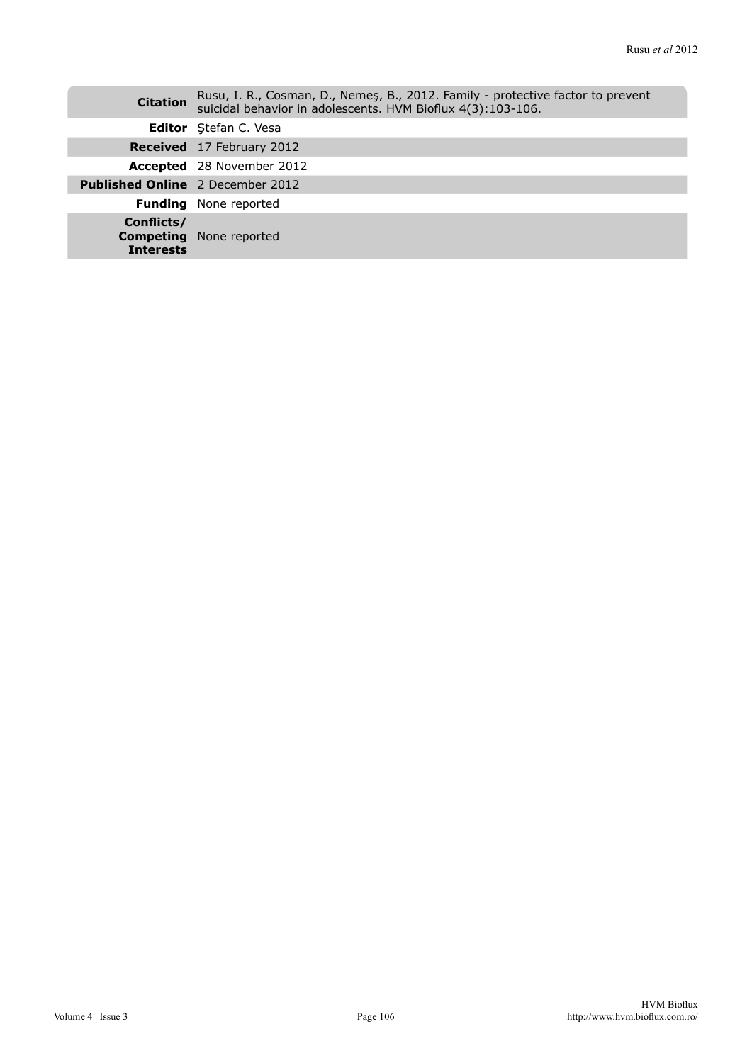| | |
|---|---|
| **Citation** | Rusu, I. R., Cosman, D., Nemeş, B., 2012. Family - protective factor to prevent suicidal behavior in adolescents. HVM Bioflux 4(3):103-106. |
| **Editor** | Ştefan C. Vesa |
| **Received** | 17 February 2012 |
| **Accepted** | 28 November 2012 |
| **Published Online** | 2 December 2012 |
| **Funding** | None reported |
| **Conflicts/ Competing Interests** | None reported |